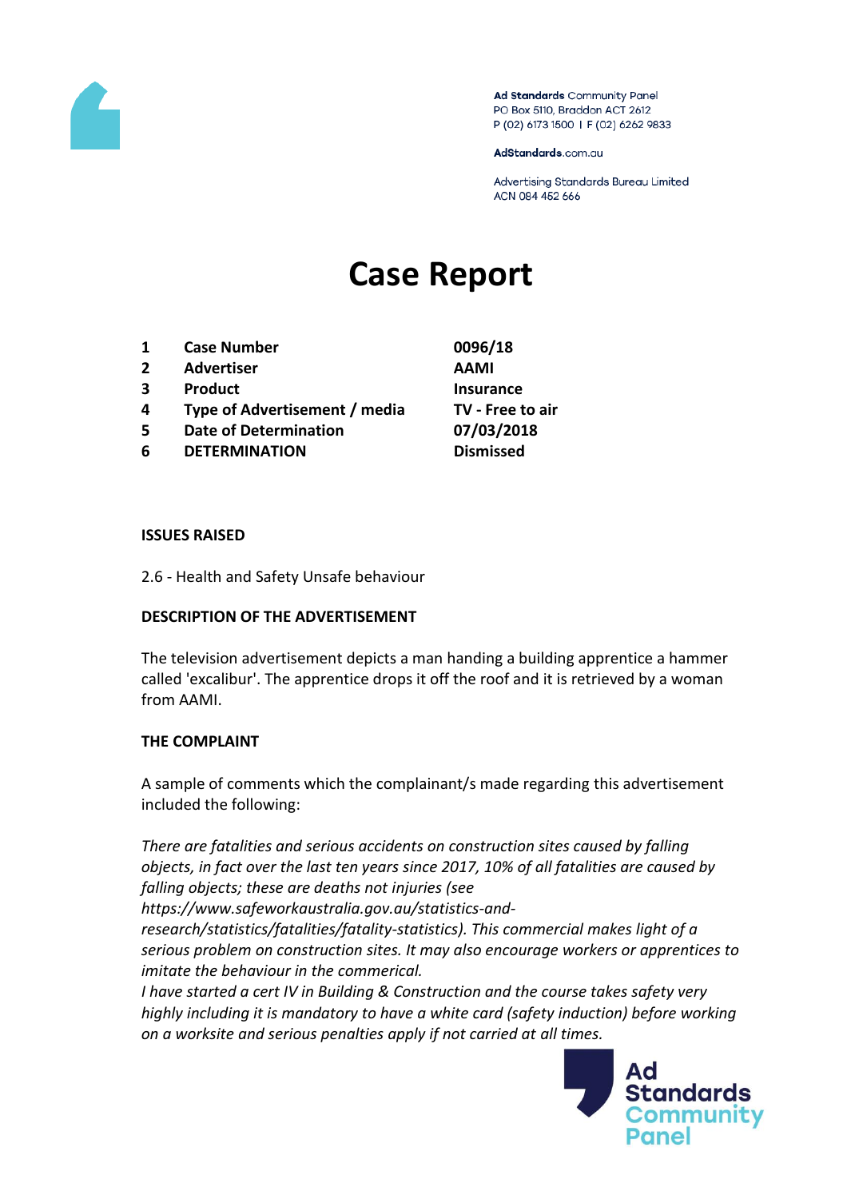Ad Standards Community Panel
PO Box 5110, Braddon ACT 2612
P (02) 6173 1500 | F (02) 6262 9833

AdStandards.com.au

Advertising Standards Bureau Limited
ACN 084 452 666

# Case Report

| | | |
|---|---|---|
| **1** | **Case Number** | **0096/18** |
| **2** | **Advertiser** | **AAMI** |
| **3** | **Product** | **Insurance** |
| **4** | **Type of Advertisement / media** | **TV - Free to air** |
| **5** | **Date of Determination** | **07/03/2018** |
| **6** | **DETERMINATION** | **Dismissed** |

**ISSUES RAISED**

2.6 - Health and Safety Unsafe behaviour

**DESCRIPTION OF THE ADVERTISEMENT**

The television advertisement depicts a man handing a building apprentice a hammer called 'excalibur'. The apprentice drops it off the roof and it is retrieved by a woman from AAMI.

**THE COMPLAINT**

A sample of comments which the complainant/s made regarding this advertisement included the following:

*There are fatalities and serious accidents on construction sites caused by falling objects, in fact over the last ten years since 2017, 10% of all fatalities are caused by falling objects; these are deaths not injuries (see https://www.safeworkaustralia.gov.au/statistics-and-research/statistics/fatalities/fatality-statistics). This commercial makes light of a serious problem on construction sites. It may also encourage workers or apprentices to imitate the behaviour in the commerical.*

*I have started a cert IV in Building & Construction and the course takes safety very highly including it is mandatory to have a white card (safety induction) before working on a worksite and serious penalties apply if not carried at all times.*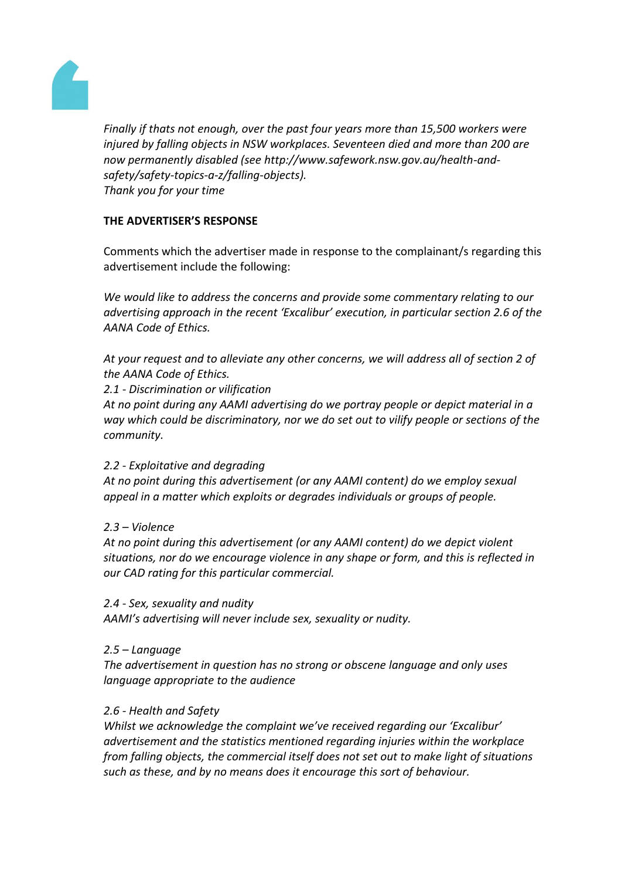*Finally if thats not enough, over the past four years more than 15,500 workers were injured by falling objects in NSW workplaces. Seventeen died and more than 200 are now permanently disabled (see http://www.safework.nsw.gov.au/health-and-safety/safety-topics-a-z/falling-objects).*
*Thank you for your time*

**THE ADVERTISER'S RESPONSE**

Comments which the advertiser made in response to the complainant/s regarding this advertisement include the following:

*We would like to address the concerns and provide some commentary relating to our advertising approach in the recent 'Excalibur' execution, in particular section 2.6 of the AANA Code of Ethics.*

*At your request and to alleviate any other concerns, we will address all of section 2 of the AANA Code of Ethics.*
*2.1 - Discrimination or vilification*
*At no point during any AAMI advertising do we portray people or depict material in a way which could be discriminatory, nor we do set out to vilify people or sections of the community.*

*2.2 - Exploitative and degrading*
*At no point during this advertisement (or any AAMI content) do we employ sexual appeal in a matter which exploits or degrades individuals or groups of people.*

*2.3 – Violence*
*At no point during this advertisement (or any AAMI content) do we depict violent situations, nor do we encourage violence in any shape or form, and this is reflected in our CAD rating for this particular commercial.*

*2.4 - Sex, sexuality and nudity*
*AAMI's advertising will never include sex, sexuality or nudity.*

*2.5 – Language*
*The advertisement in question has no strong or obscene language and only uses language appropriate to the audience*

*2.6 - Health and Safety*
*Whilst we acknowledge the complaint we've received regarding our 'Excalibur' advertisement and the statistics mentioned regarding injuries within the workplace from falling objects, the commercial itself does not set out to make light of situations such as these, and by no means does it encourage this sort of behaviour.*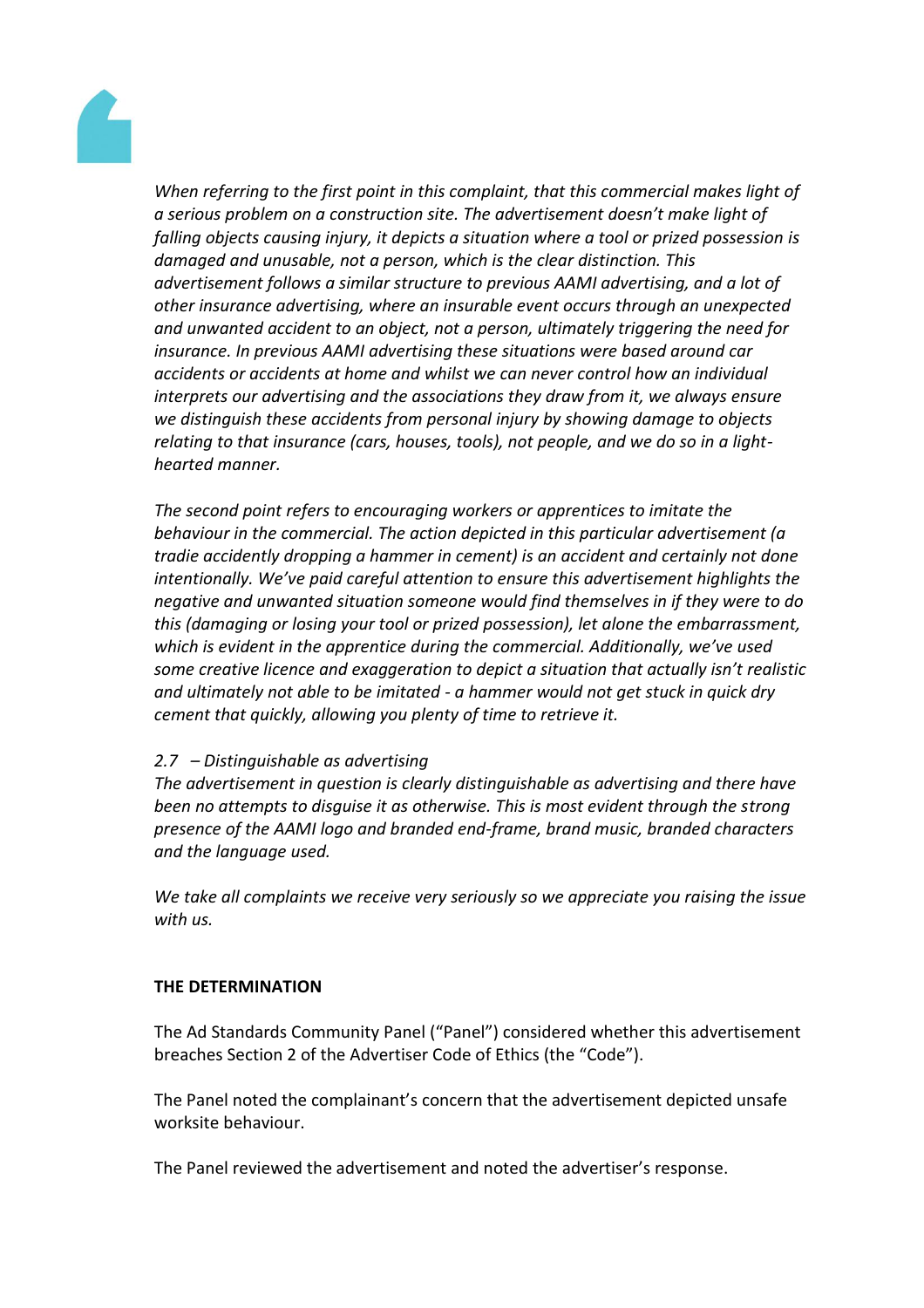*When referring to the first point in this complaint, that this commercial makes light of a serious problem on a construction site. The advertisement doesn't make light of falling objects causing injury, it depicts a situation where a tool or prized possession is damaged and unusable, not a person, which is the clear distinction. This advertisement follows a similar structure to previous AAMI advertising, and a lot of other insurance advertising, where an insurable event occurs through an unexpected and unwanted accident to an object, not a person, ultimately triggering the need for insurance. In previous AAMI advertising these situations were based around car accidents or accidents at home and whilst we can never control how an individual interprets our advertising and the associations they draw from it, we always ensure we distinguish these accidents from personal injury by showing damage to objects relating to that insurance (cars, houses, tools), not people, and we do so in a light-hearted manner.*

*The second point refers to encouraging workers or apprentices to imitate the behaviour in the commercial. The action depicted in this particular advertisement (a tradie accidently dropping a hammer in cement) is an accident and certainly not done intentionally. We've paid careful attention to ensure this advertisement highlights the negative and unwanted situation someone would find themselves in if they were to do this (damaging or losing your tool or prized possession), let alone the embarrassment, which is evident in the apprentice during the commercial. Additionally, we've used some creative licence and exaggeration to depict a situation that actually isn't realistic and ultimately not able to be imitated - a hammer would not get stuck in quick dry cement that quickly, allowing you plenty of time to retrieve it.*

*2.7 – Distinguishable as advertising*
*The advertisement in question is clearly distinguishable as advertising and there have been no attempts to disguise it as otherwise. This is most evident through the strong presence of the AAMI logo and branded end-frame, brand music, branded characters and the language used.*

*We take all complaints we receive very seriously so we appreciate you raising the issue with us.*

**THE DETERMINATION**

The Ad Standards Community Panel ("Panel") considered whether this advertisement breaches Section 2 of the Advertiser Code of Ethics (the "Code").

The Panel noted the complainant's concern that the advertisement depicted unsafe worksite behaviour.

The Panel reviewed the advertisement and noted the advertiser's response.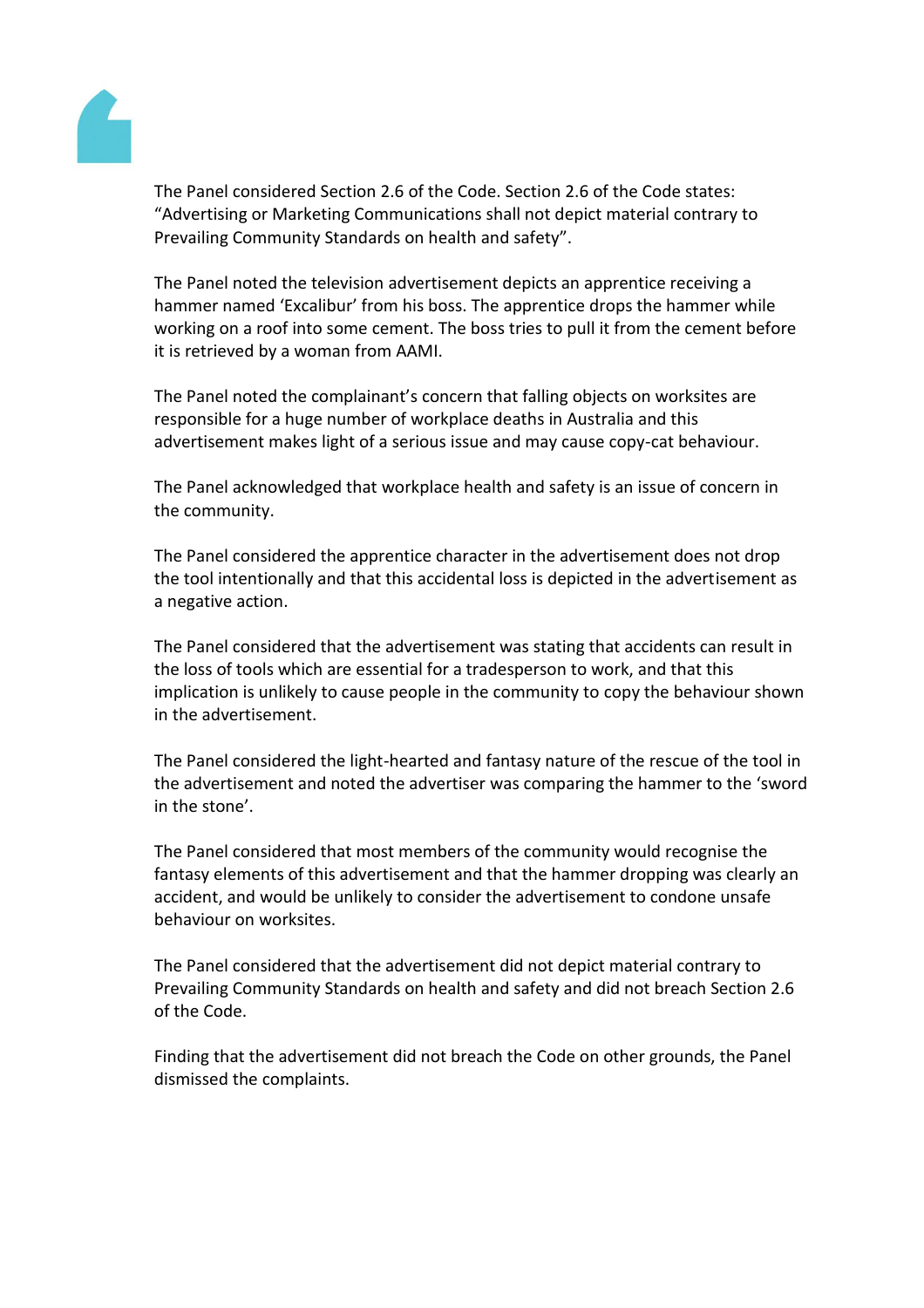The Panel considered Section 2.6 of the Code. Section 2.6 of the Code states: "Advertising or Marketing Communications shall not depict material contrary to Prevailing Community Standards on health and safety".

The Panel noted the television advertisement depicts an apprentice receiving a hammer named 'Excalibur' from his boss. The apprentice drops the hammer while working on a roof into some cement. The boss tries to pull it from the cement before it is retrieved by a woman from AAMI.

The Panel noted the complainant's concern that falling objects on worksites are responsible for a huge number of workplace deaths in Australia and this advertisement makes light of a serious issue and may cause copy-cat behaviour.

The Panel acknowledged that workplace health and safety is an issue of concern in the community.

The Panel considered the apprentice character in the advertisement does not drop the tool intentionally and that this accidental loss is depicted in the advertisement as a negative action.

The Panel considered that the advertisement was stating that accidents can result in the loss of tools which are essential for a tradesperson to work, and that this implication is unlikely to cause people in the community to copy the behaviour shown in the advertisement.

The Panel considered the light-hearted and fantasy nature of the rescue of the tool in the advertisement and noted the advertiser was comparing the hammer to the 'sword in the stone'.

The Panel considered that most members of the community would recognise the fantasy elements of this advertisement and that the hammer dropping was clearly an accident, and would be unlikely to consider the advertisement to condone unsafe behaviour on worksites.

The Panel considered that the advertisement did not depict material contrary to Prevailing Community Standards on health and safety and did not breach Section 2.6 of the Code.

Finding that the advertisement did not breach the Code on other grounds, the Panel dismissed the complaints.